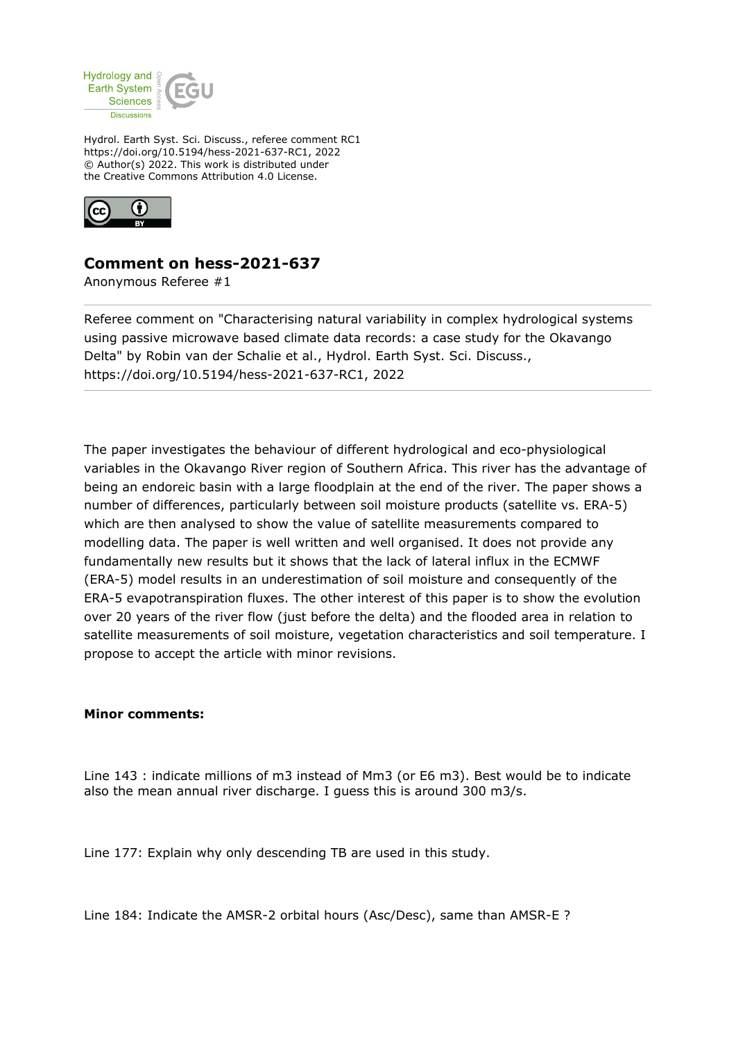Hydrol. Earth Syst. Sci. Discuss., referee comment RC1
https://doi.org/10.5194/hess-2021-637-RC1, 2022
© Author(s) 2022. This work is distributed under
the Creative Commons Attribution 4.0 License.

# Comment on hess-2021-637

Anonymous Referee #1

Referee comment on "Characterising natural variability in complex hydrological systems using passive microwave based climate data records: a case study for the Okavango Delta" by Robin van der Schalie et al., Hydrol. Earth Syst. Sci. Discuss., https://doi.org/10.5194/hess-2021-637-RC1, 2022

The paper investigates the behaviour of different hydrological and eco-physiological variables in the Okavango River region of Southern Africa. This river has the advantage of being an endoreic basin with a large floodplain at the end of the river. The paper shows a number of differences, particularly between soil moisture products (satellite vs. ERA-5) which are then analysed to show the value of satellite measurements compared to modelling data. The paper is well written and well organised. It does not provide any fundamentally new results but it shows that the lack of lateral influx in the ECMWF (ERA-5) model results in an underestimation of soil moisture and consequently of the ERA-5 evapotranspiration fluxes. The other interest of this paper is to show the evolution over 20 years of the river flow (just before the delta) and the flooded area in relation to satellite measurements of soil moisture, vegetation characteristics and soil temperature. I propose to accept the article with minor revisions.

**Minor comments:**

Line 143 : indicate millions of m3 instead of Mm3 (or E6 m3). Best would be to indicate also the mean annual river discharge. I guess this is around 300 m3/s.

Line 177: Explain why only descending TB are used in this study.

Line 184: Indicate the AMSR-2 orbital hours (Asc/Desc), same than AMSR-E ?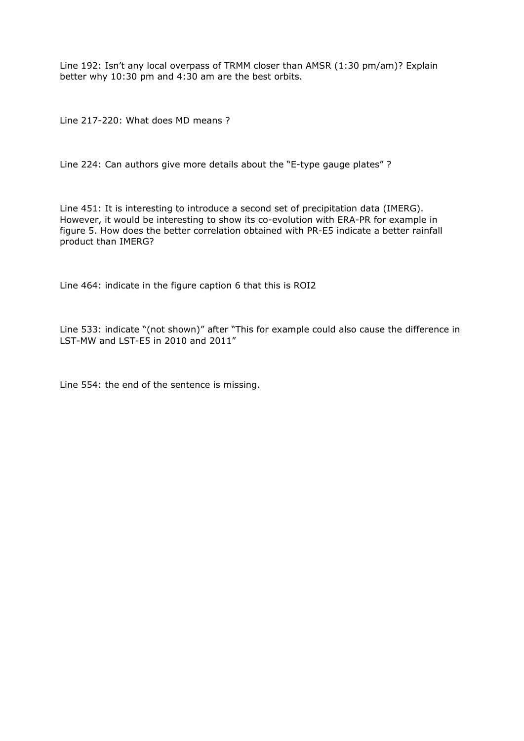Line 192: Isn’t any local overpass of TRMM closer than AMSR (1:30 pm/am)? Explain better why 10:30 pm and 4:30 am are the best orbits.

Line 217-220: What does MD means ?

Line 224: Can authors give more details about the “E-type gauge plates” ?

Line 451: It is interesting to introduce a second set of precipitation data (IMERG). However, it would be interesting to show its co-evolution with ERA-PR for example in figure 5. How does the better correlation obtained with PR-E5 indicate a better rainfall product than IMERG?

Line 464: indicate in the figure caption 6 that this is ROI2

Line 533: indicate “(not shown)” after “This for example could also cause the difference in LST-MW and LST-E5 in 2010 and 2011”

Line 554: the end of the sentence is missing.